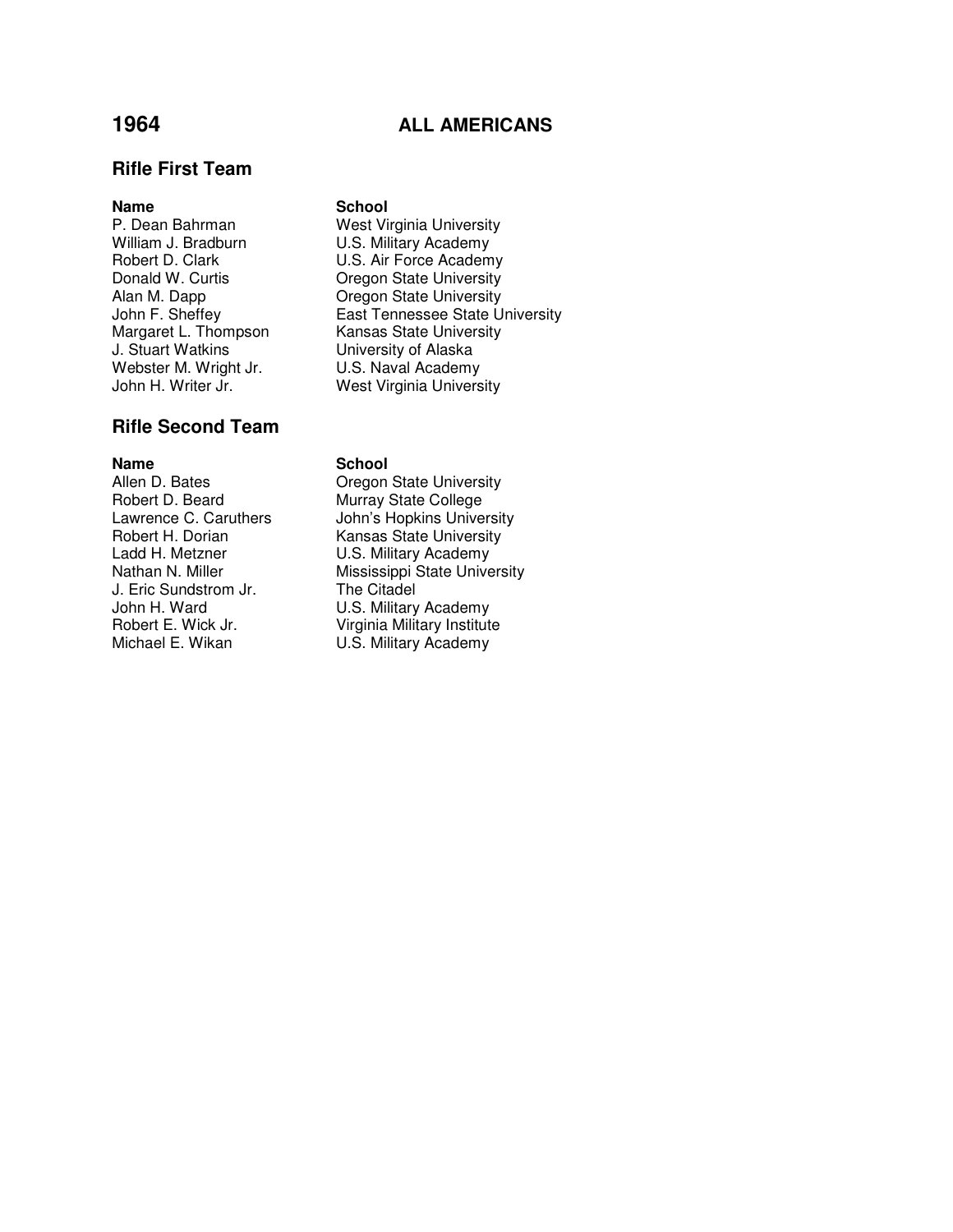# 1964 ALL AMERICANS

## Rifle First Team

| Name | School |
| --- | --- |
| P. Dean Bahrman | West Virginia University |
| William J. Bradburn | U.S. Military Academy |
| Robert D. Clark | U.S. Air Force Academy |
| Donald W. Curtis | Oregon State University |
| Alan M. Dapp | Oregon State University |
| John F. Sheffey | East Tennessee State University |
| Margaret L. Thompson | Kansas State University |
| J. Stuart Watkins | University of Alaska |
| Webster M. Wright Jr. | U.S. Naval Academy |
| John H. Writer Jr. | West Virginia University |

## Rifle Second Team

| Name | School |
| --- | --- |
| Allen D. Bates | Oregon State University |
| Robert D. Beard | Murray State College |
| Lawrence C. Caruthers | John's Hopkins University |
| Robert H. Dorian | Kansas State University |
| Ladd H. Metzner | U.S. Military Academy |
| Nathan N. Miller | Mississippi State University |
| J. Eric Sundstrom Jr. | The Citadel |
| John H. Ward | U.S. Military Academy |
| Robert E. Wick Jr. | Virginia Military Institute |
| Michael E. Wikan | U.S. Military Academy |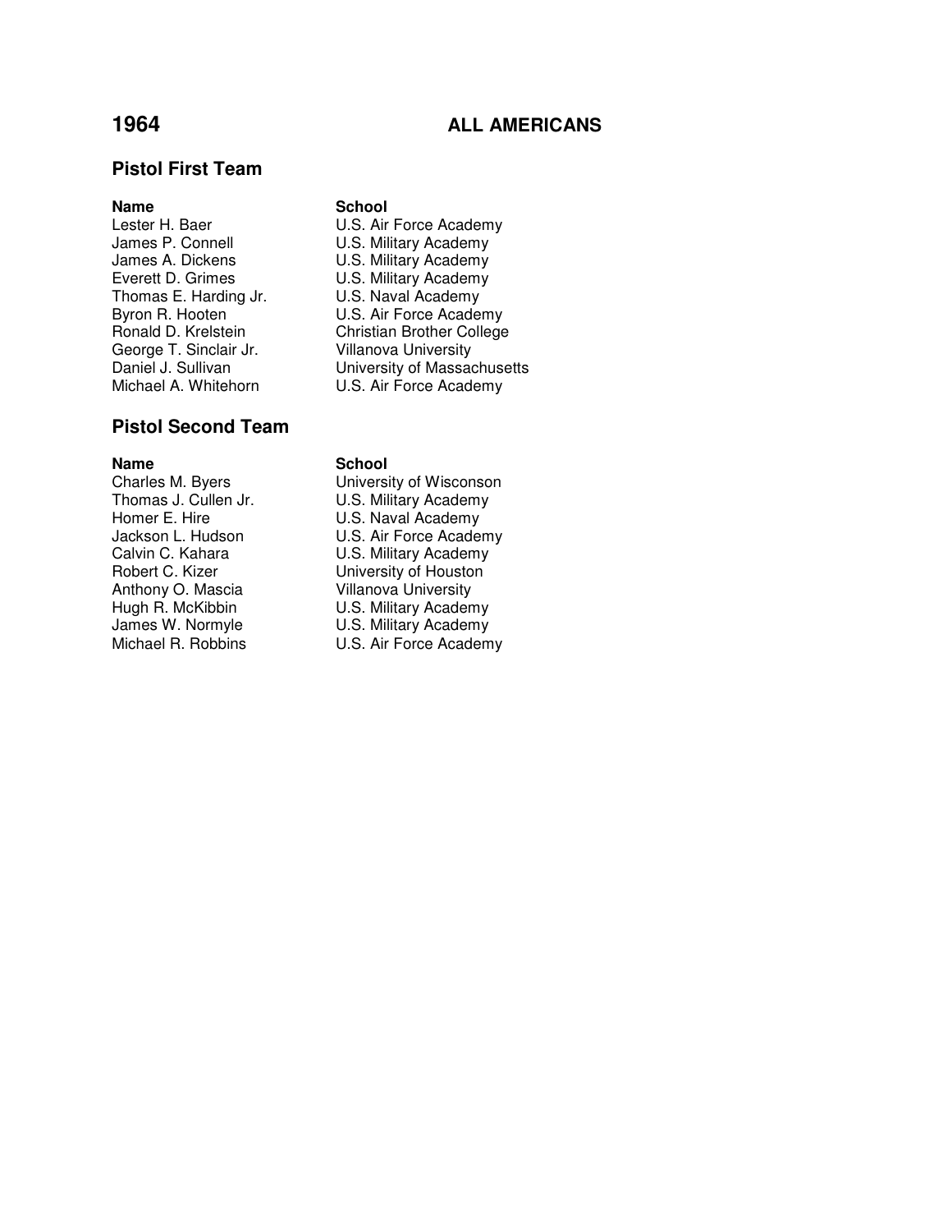# 1964 ALL AMERICANS

## Pistol First Team

| Name | School |
| --- | --- |
| Lester H. Baer | U.S. Air Force Academy |
| James P. Connell | U.S. Military Academy |
| James A. Dickens | U.S. Military Academy |
| Everett D. Grimes | U.S. Military Academy |
| Thomas E. Harding Jr. | U.S. Naval Academy |
| Byron R. Hooten | U.S. Air Force Academy |
| Ronald D. Krelstein | Christian Brother College |
| George T. Sinclair Jr. | Villanova University |
| Daniel J. Sullivan | University of Massachusetts |
| Michael A. Whitehorn | U.S. Air Force Academy |

## Pistol Second Team

| Name | School |
| --- | --- |
| Charles M. Byers | University of Wisconson |
| Thomas J. Cullen Jr. | U.S. Military Academy |
| Homer E. Hire | U.S. Naval Academy |
| Jackson L. Hudson | U.S. Air Force Academy |
| Calvin C. Kahara | U.S. Military Academy |
| Robert C. Kizer | University of Houston |
| Anthony O. Mascia | Villanova University |
| Hugh R. McKibbin | U.S. Military Academy |
| James W. Normyle | U.S. Military Academy |
| Michael R. Robbins | U.S. Air Force Academy |